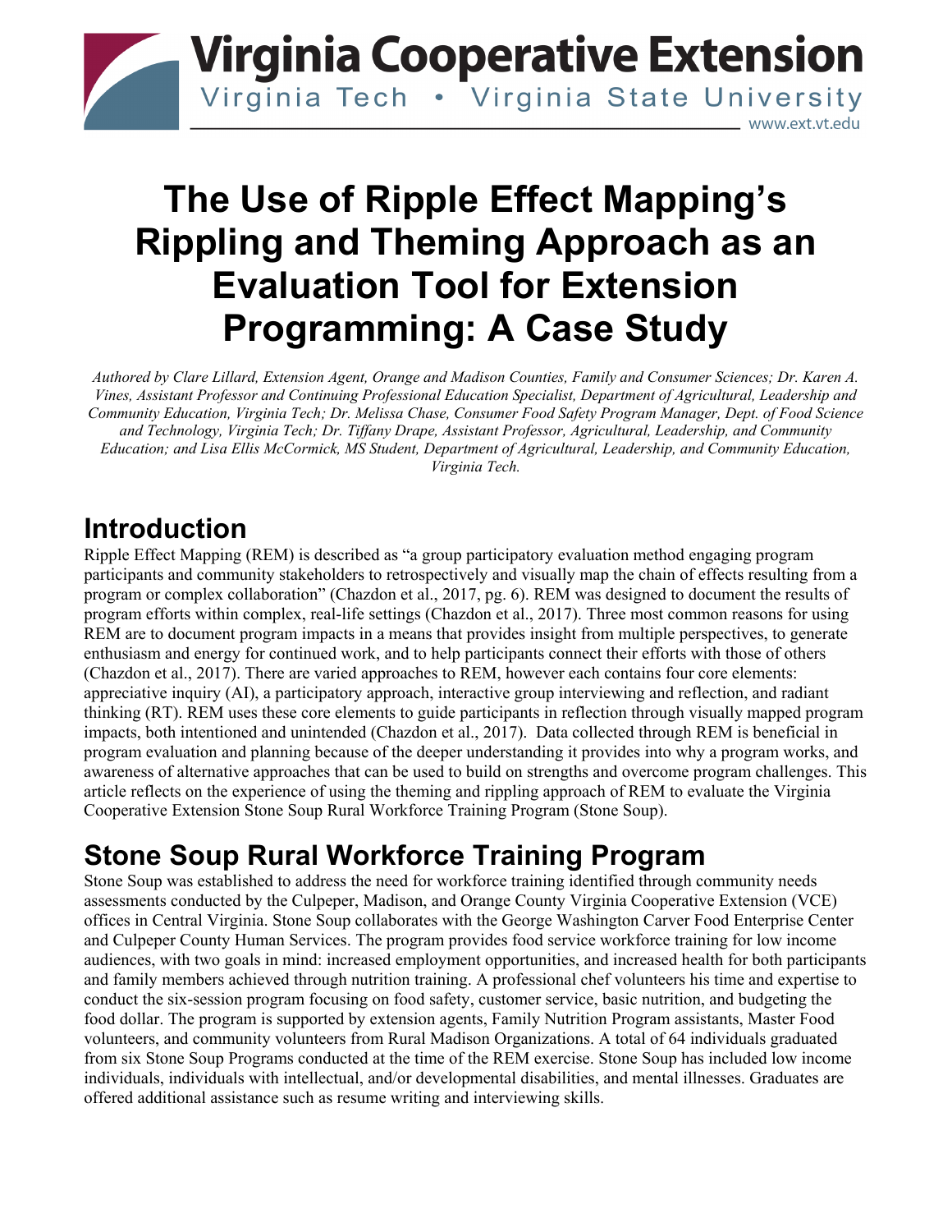# The Use of Ripple Effect Mapping's Rippling and Theming Approach as an Evaluation Tool for Extension Programming: A Case Study

*Authored by Clare Lillard, Extension Agent, Orange and Madison Counties, Family and Consumer Sciences; Dr. Karen A. Vines, Assistant Professor and Continuing Professional Education Specialist, Department of Agricultural, Leadership and Community Education, Virginia Tech; Dr. Melissa Chase, Consumer Food Safety Program Manager, Dept. of Food Science and Technology, Virginia Tech; Dr. Tiffany Drape, Assistant Professor, Agricultural, Leadership, and Community Education; and Lisa Ellis McCormick, MS Student, Department of Agricultural, Leadership, and Community Education, Virginia Tech.*

## Introduction

Ripple Effect Mapping (REM) is described as "a group participatory evaluation method engaging program participants and community stakeholders to retrospectively and visually map the chain of effects resulting from a program or complex collaboration" (Chazdon et al., 2017, pg. 6). REM was designed to document the results of program efforts within complex, real-life settings (Chazdon et al., 2017). Three most common reasons for using REM are to document program impacts in a means that provides insight from multiple perspectives, to generate enthusiasm and energy for continued work, and to help participants connect their efforts with those of others (Chazdon et al., 2017). There are varied approaches to REM, however each contains four core elements: appreciative inquiry (AI), a participatory approach, interactive group interviewing and reflection, and radiant thinking (RT). REM uses these core elements to guide participants in reflection through visually mapped program impacts, both intentioned and unintended (Chazdon et al., 2017). Data collected through REM is beneficial in program evaluation and planning because of the deeper understanding it provides into why a program works, and awareness of alternative approaches that can be used to build on strengths and overcome program challenges. This article reflects on the experience of using the theming and rippling approach of REM to evaluate the Virginia Cooperative Extension Stone Soup Rural Workforce Training Program (Stone Soup).

## Stone Soup Rural Workforce Training Program

Stone Soup was established to address the need for workforce training identified through community needs assessments conducted by the Culpeper, Madison, and Orange County Virginia Cooperative Extension (VCE) offices in Central Virginia. Stone Soup collaborates with the George Washington Carver Food Enterprise Center and Culpeper County Human Services. The program provides food service workforce training for low income audiences, with two goals in mind: increased employment opportunities, and increased health for both participants and family members achieved through nutrition training. A professional chef volunteers his time and expertise to conduct the six-session program focusing on food safety, customer service, basic nutrition, and budgeting the food dollar. The program is supported by extension agents, Family Nutrition Program assistants, Master Food volunteers, and community volunteers from Rural Madison Organizations. A total of 64 individuals graduated from six Stone Soup Programs conducted at the time of the REM exercise. Stone Soup has included low income individuals, individuals with intellectual, and/or developmental disabilities, and mental illnesses. Graduates are offered additional assistance such as resume writing and interviewing skills.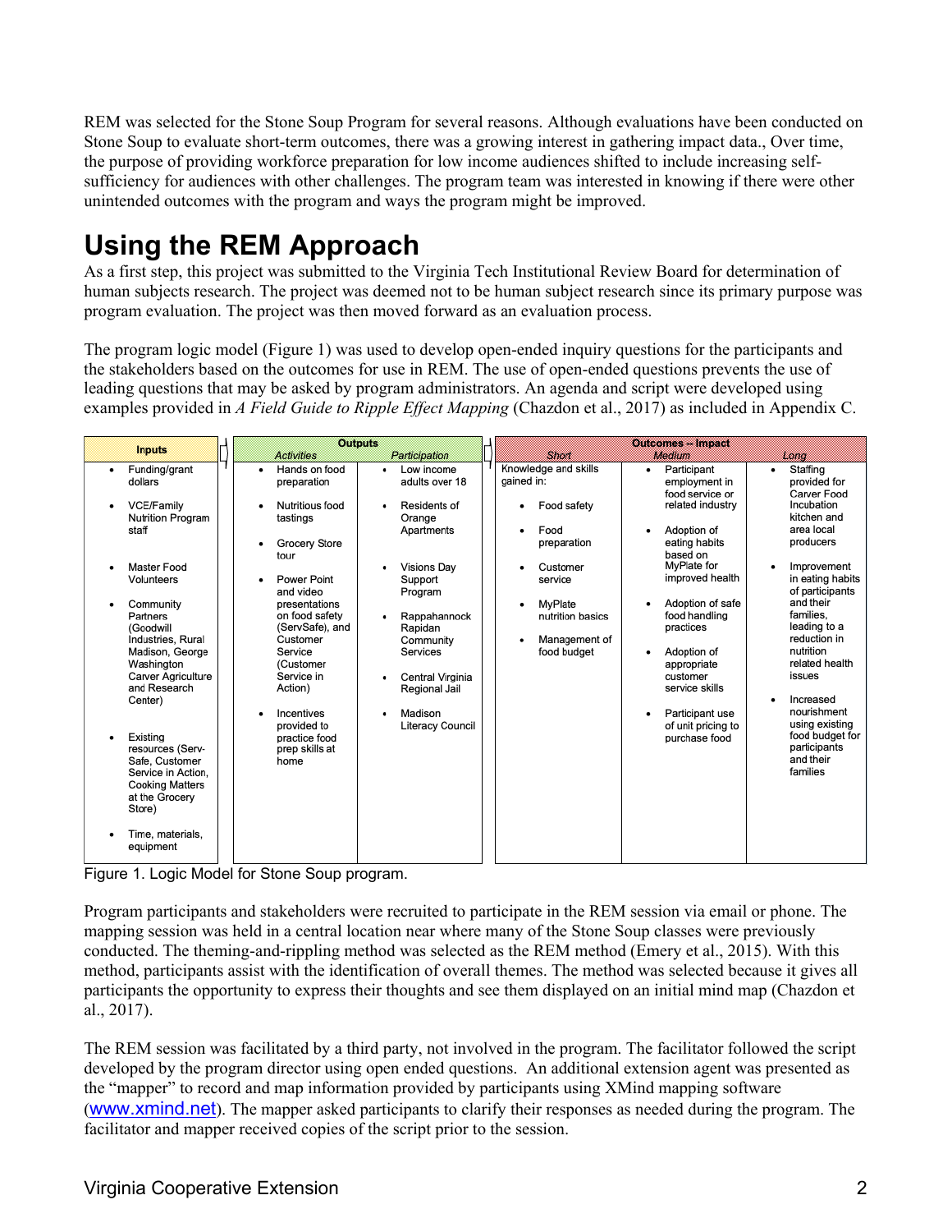REM was selected for the Stone Soup Program for several reasons. Although evaluations have been conducted on Stone Soup to evaluate short-term outcomes, there was a growing interest in gathering impact data., Over time, the purpose of providing workforce preparation for low income audiences shifted to include increasing self-sufficiency for audiences with other challenges. The program team was interested in knowing if there were other unintended outcomes with the program and ways the program might be improved.

# Using the REM Approach

As a first step, this project was submitted to the Virginia Tech Institutional Review Board for determination of human subjects research. The project was deemed not to be human subject research since its primary purpose was program evaluation. The project was then moved forward as an evaluation process.

The program logic model (Figure 1) was used to develop open-ended inquiry questions for the participants and the stakeholders based on the outcomes for use in REM. The use of open-ended questions prevents the use of leading questions that may be asked by program administrators. An agenda and script were developed using examples provided in *A Field Guide to Ripple Effect Mapping* (Chazdon et al., 2017) as included in Appendix C.

| Inputs | Outputs | | Outcomes – Impact | | |
|---|---|---|---|---|---|
| | Activities | Participation | Short | Medium | Long |
| • Funding/grant dollars<br>• VCE/Family Nutrition Program staff<br>• Master Food Volunteers<br>• Community Partners (Goodwill Industries, Rural Madison, George Washington Carver Agriculture and Research Center)<br>• Existing resources (Serv-Safe, Customer Service in Action, Cooking Matters at the Grocery Store)<br>• Time, materials, equipment | • Hands on food preparation<br>• Nutritious food tastings<br>• Grocery Store tour<br>• Power Point and video presentations on food safety (ServSafe), and Customer Service (Customer Service in Action)<br>• Incentives provided to practice food prep skills at home | • Low income adults over 18<br>• Residents of Orange Apartments<br>• Visions Day Support Program<br>• Rappahannock Rapidan Community Services<br>• Central Virginia Regional Jail<br>• Madison Literacy Council | Knowledge and skills gained in:<br>• Food safety<br>• Food preparation<br>• Customer service<br>• MyPlate nutrition basics<br>• Management of food budget | • Participant employment in food service or related industry<br>• Adoption of eating habits based on MyPlate for improved health<br>• Adoption of safe food handling practices<br>• Adoption of appropriate customer service skills<br>• Participant use of unit pricing to purchase food | • Staffing provided for Carver Food Incubation kitchen and area local producers<br>• Improvement in eating habits of participants and their families, leading to a reduction in nutrition related health issues<br>• Increased nourishment using existing food budget for participants and their families |

Figure 1. Logic Model for Stone Soup program.

Program participants and stakeholders were recruited to participate in the REM session via email or phone. The mapping session was held in a central location near where many of the Stone Soup classes were previously conducted. The theming-and-rippling method was selected as the REM method (Emery et al., 2015). With this method, participants assist with the identification of overall themes. The method was selected because it gives all participants the opportunity to express their thoughts and see them displayed on an initial mind map (Chazdon et al., 2017).

The REM session was facilitated by a third party, not involved in the program. The facilitator followed the script developed by the program director using open ended questions. An additional extension agent was presented as the "mapper" to record and map information provided by participants using XMind mapping software (www.xmind.net). The mapper asked participants to clarify their responses as needed during the program. The facilitator and mapper received copies of the script prior to the session.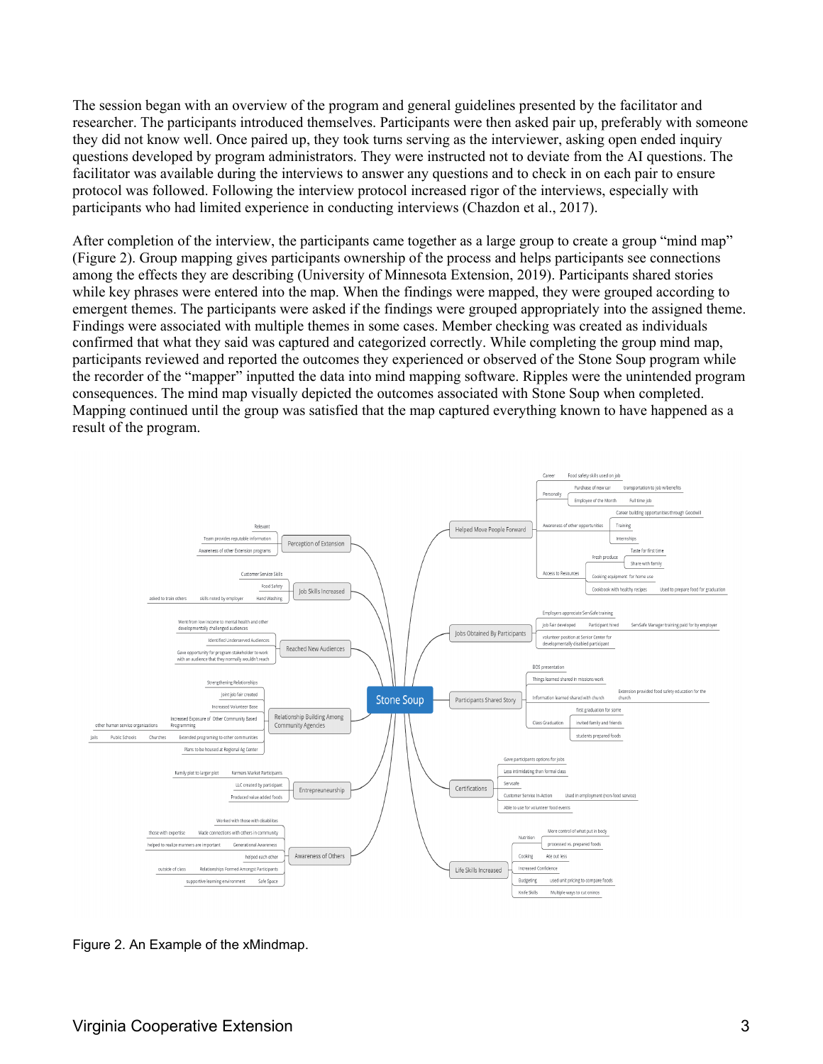The session began with an overview of the program and general guidelines presented by the facilitator and researcher. The participants introduced themselves. Participants were then asked pair up, preferably with someone they did not know well. Once paired up, they took turns serving as the interviewer, asking open ended inquiry questions developed by program administrators. They were instructed not to deviate from the AI questions. The facilitator was available during the interviews to answer any questions and to check in on each pair to ensure protocol was followed. Following the interview protocol increased rigor of the interviews, especially with participants who had limited experience in conducting interviews (Chazdon et al., 2017).

After completion of the interview, the participants came together as a large group to create a group "mind map" (Figure 2). Group mapping gives participants ownership of the process and helps participants see connections among the effects they are describing (University of Minnesota Extension, 2019). Participants shared stories while key phrases were entered into the map. When the findings were mapped, they were grouped according to emergent themes. The participants were asked if the findings were grouped appropriately into the assigned theme. Findings were associated with multiple themes in some cases. Member checking was created as individuals confirmed that what they said was captured and categorized correctly. While completing the group mind map, participants reviewed and reported the outcomes they experienced or observed of the Stone Soup program while the recorder of the "mapper" inputted the data into mind mapping software. Ripples were the unintended program consequences. The mind map visually depicted the outcomes associated with Stone Soup when completed. Mapping continued until the group was satisfied that the map captured everything known to have happened as a result of the program.

Figure 2. An Example of the xMindmap.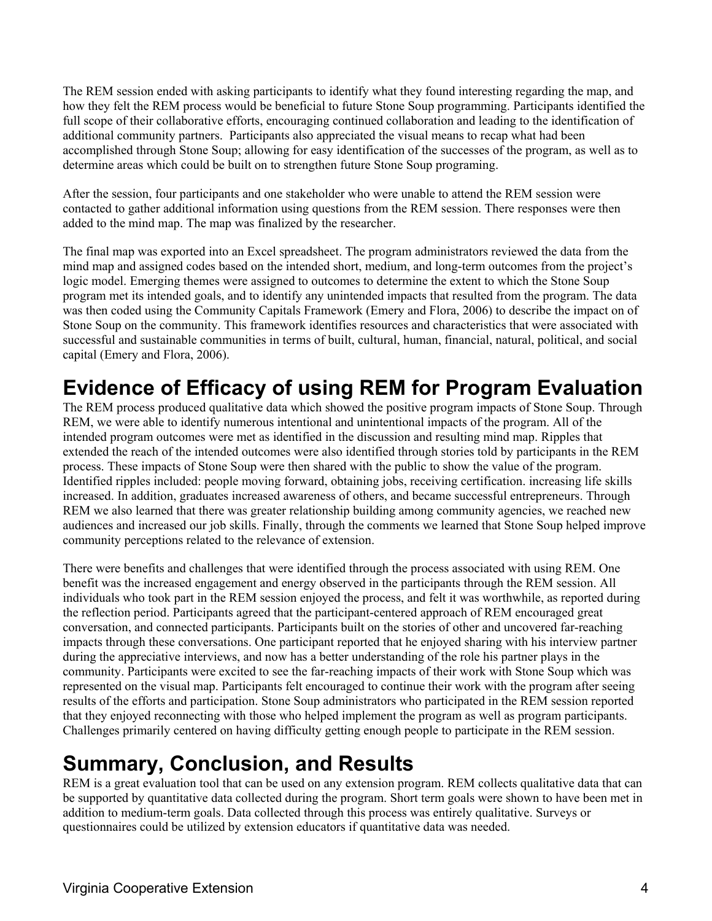The REM session ended with asking participants to identify what they found interesting regarding the map, and how they felt the REM process would be beneficial to future Stone Soup programming. Participants identified the full scope of their collaborative efforts, encouraging continued collaboration and leading to the identification of additional community partners. Participants also appreciated the visual means to recap what had been accomplished through Stone Soup; allowing for easy identification of the successes of the program, as well as to determine areas which could be built on to strengthen future Stone Soup programing.

After the session, four participants and one stakeholder who were unable to attend the REM session were contacted to gather additional information using questions from the REM session. There responses were then added to the mind map. The map was finalized by the researcher.

The final map was exported into an Excel spreadsheet. The program administrators reviewed the data from the mind map and assigned codes based on the intended short, medium, and long-term outcomes from the project's logic model. Emerging themes were assigned to outcomes to determine the extent to which the Stone Soup program met its intended goals, and to identify any unintended impacts that resulted from the program. The data was then coded using the Community Capitals Framework (Emery and Flora, 2006) to describe the impact on of Stone Soup on the community. This framework identifies resources and characteristics that were associated with successful and sustainable communities in terms of built, cultural, human, financial, natural, political, and social capital (Emery and Flora, 2006).

# Evidence of Efficacy of using REM for Program Evaluation

The REM process produced qualitative data which showed the positive program impacts of Stone Soup. Through REM, we were able to identify numerous intentional and unintentional impacts of the program. All of the intended program outcomes were met as identified in the discussion and resulting mind map. Ripples that extended the reach of the intended outcomes were also identified through stories told by participants in the REM process. These impacts of Stone Soup were then shared with the public to show the value of the program. Identified ripples included: people moving forward, obtaining jobs, receiving certification. increasing life skills increased. In addition, graduates increased awareness of others, and became successful entrepreneurs. Through REM we also learned that there was greater relationship building among community agencies, we reached new audiences and increased our job skills. Finally, through the comments we learned that Stone Soup helped improve community perceptions related to the relevance of extension.

There were benefits and challenges that were identified through the process associated with using REM. One benefit was the increased engagement and energy observed in the participants through the REM session. All individuals who took part in the REM session enjoyed the process, and felt it was worthwhile, as reported during the reflection period. Participants agreed that the participant-centered approach of REM encouraged great conversation, and connected participants. Participants built on the stories of other and uncovered far-reaching impacts through these conversations. One participant reported that he enjoyed sharing with his interview partner during the appreciative interviews, and now has a better understanding of the role his partner plays in the community. Participants were excited to see the far-reaching impacts of their work with Stone Soup which was represented on the visual map. Participants felt encouraged to continue their work with the program after seeing results of the efforts and participation. Stone Soup administrators who participated in the REM session reported that they enjoyed reconnecting with those who helped implement the program as well as program participants. Challenges primarily centered on having difficulty getting enough people to participate in the REM session.

# Summary, Conclusion, and Results

REM is a great evaluation tool that can be used on any extension program. REM collects qualitative data that can be supported by quantitative data collected during the program. Short term goals were shown to have been met in addition to medium-term goals. Data collected through this process was entirely qualitative. Surveys or questionnaires could be utilized by extension educators if quantitative data was needed.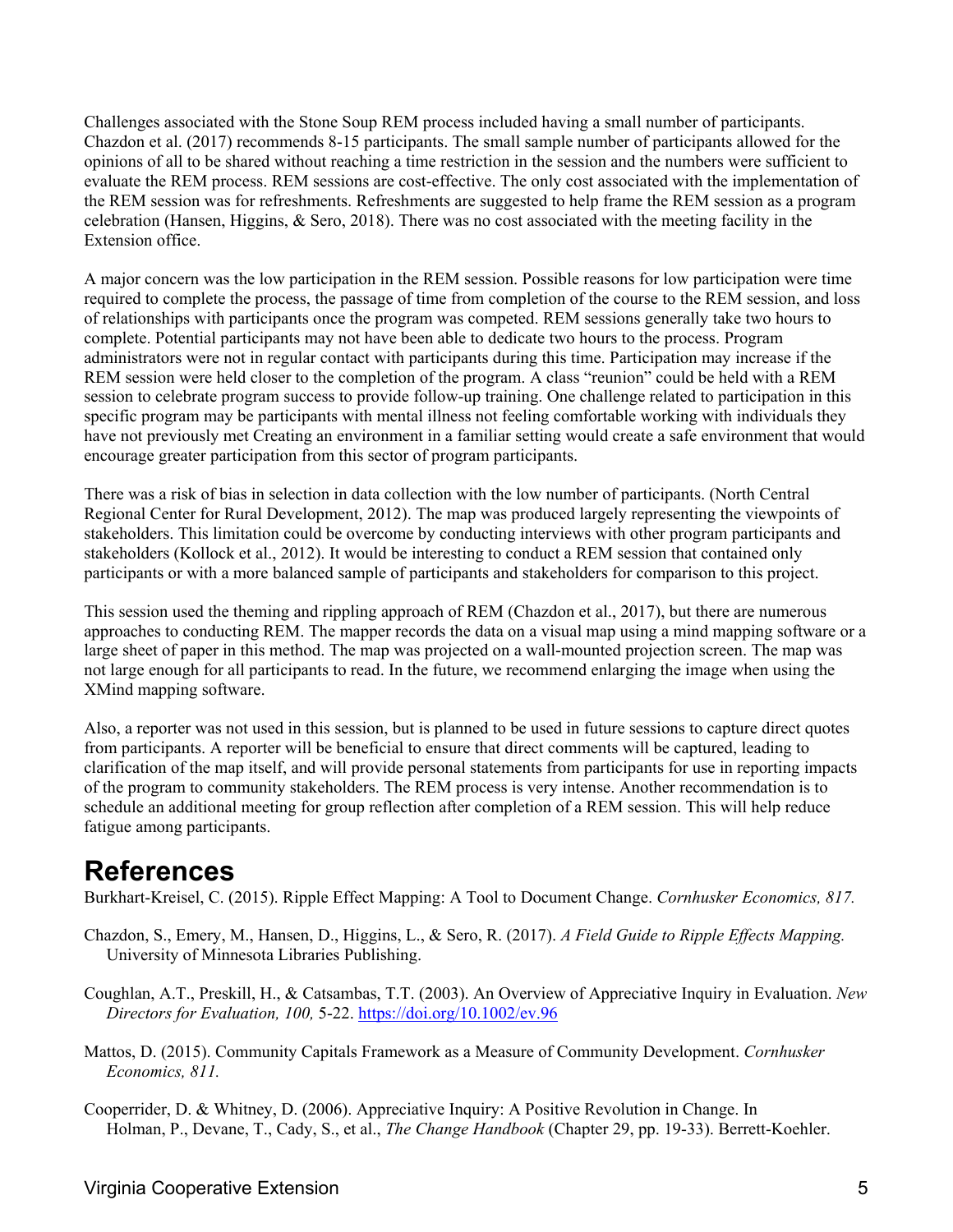Challenges associated with the Stone Soup REM process included having a small number of participants. Chazdon et al. (2017) recommends 8-15 participants. The small sample number of participants allowed for the opinions of all to be shared without reaching a time restriction in the session and the numbers were sufficient to evaluate the REM process. REM sessions are cost-effective. The only cost associated with the implementation of the REM session was for refreshments. Refreshments are suggested to help frame the REM session as a program celebration (Hansen, Higgins, & Sero, 2018). There was no cost associated with the meeting facility in the Extension office.

A major concern was the low participation in the REM session. Possible reasons for low participation were time required to complete the process, the passage of time from completion of the course to the REM session, and loss of relationships with participants once the program was competed. REM sessions generally take two hours to complete. Potential participants may not have been able to dedicate two hours to the process. Program administrators were not in regular contact with participants during this time. Participation may increase if the REM session were held closer to the completion of the program. A class "reunion" could be held with a REM session to celebrate program success to provide follow-up training. One challenge related to participation in this specific program may be participants with mental illness not feeling comfortable working with individuals they have not previously met Creating an environment in a familiar setting would create a safe environment that would encourage greater participation from this sector of program participants.

There was a risk of bias in selection in data collection with the low number of participants. (North Central Regional Center for Rural Development, 2012). The map was produced largely representing the viewpoints of stakeholders. This limitation could be overcome by conducting interviews with other program participants and stakeholders (Kollock et al., 2012). It would be interesting to conduct a REM session that contained only participants or with a more balanced sample of participants and stakeholders for comparison to this project.

This session used the theming and rippling approach of REM (Chazdon et al., 2017), but there are numerous approaches to conducting REM. The mapper records the data on a visual map using a mind mapping software or a large sheet of paper in this method. The map was projected on a wall-mounted projection screen. The map was not large enough for all participants to read. In the future, we recommend enlarging the image when using the XMind mapping software.

Also, a reporter was not used in this session, but is planned to be used in future sessions to capture direct quotes from participants. A reporter will be beneficial to ensure that direct comments will be captured, leading to clarification of the map itself, and will provide personal statements from participants for use in reporting impacts of the program to community stakeholders. The REM process is very intense. Another recommendation is to schedule an additional meeting for group reflection after completion of a REM session. This will help reduce fatigue among participants.

# References

Burkhart-Kreisel, C. (2015). Ripple Effect Mapping: A Tool to Document Change. *Cornhusker Economics, 817.*

Chazdon, S., Emery, M., Hansen, D., Higgins, L., & Sero, R. (2017). *A Field Guide to Ripple Effects Mapping.* University of Minnesota Libraries Publishing.

Coughlan, A.T., Preskill, H., & Catsambas, T.T. (2003). An Overview of Appreciative Inquiry in Evaluation. *New Directors for Evaluation, 100,* 5-22. https://doi.org/10.1002/ev.96

Mattos, D. (2015). Community Capitals Framework as a Measure of Community Development. *Cornhusker Economics, 811.*

Cooperrider, D. & Whitney, D. (2006). Appreciative Inquiry: A Positive Revolution in Change. In Holman, P., Devane, T., Cady, S., et al., *The Change Handbook* (Chapter 29, pp. 19-33). Berrett-Koehler.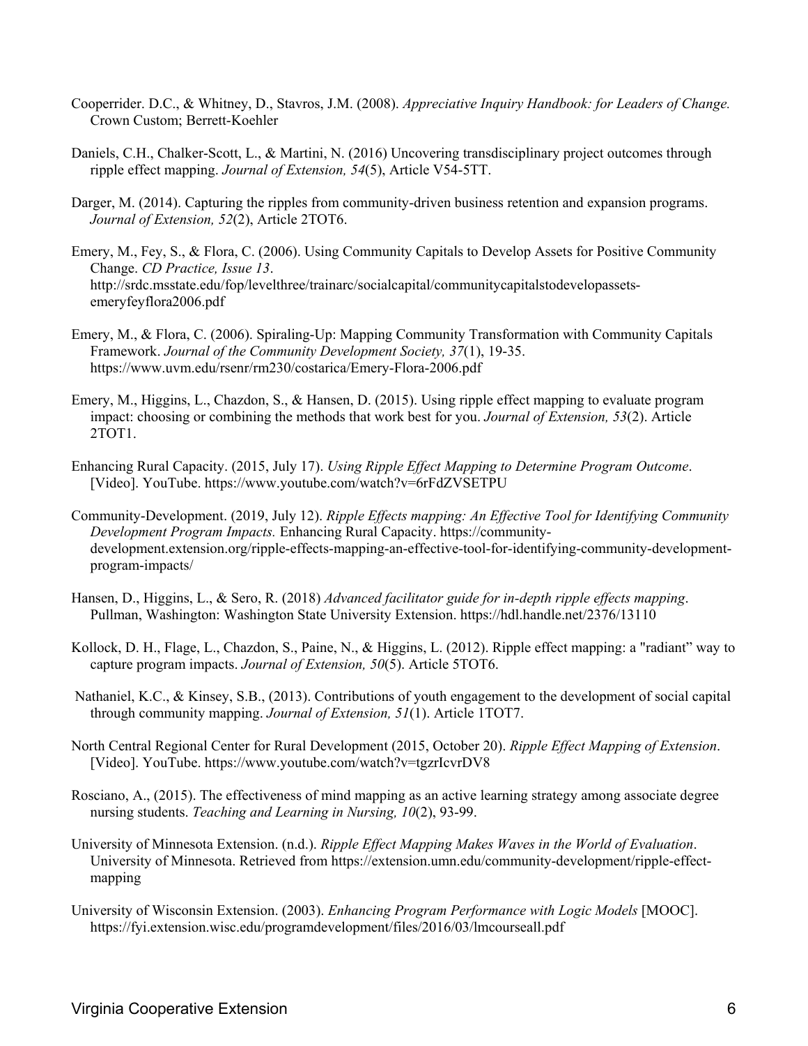Cooperrider. D.C., & Whitney, D., Stavros, J.M. (2008). *Appreciative Inquiry Handbook: for Leaders of Change.* Crown Custom; Berrett-Koehler

Daniels, C.H., Chalker-Scott, L., & Martini, N. (2016) Uncovering transdisciplinary project outcomes through ripple effect mapping. *Journal of Extension, 54*(5), Article V54-5TT.

Darger, M. (2014). Capturing the ripples from community-driven business retention and expansion programs. *Journal of Extension, 52*(2), Article 2TOT6.

Emery, M., Fey, S., & Flora, C. (2006). Using Community Capitals to Develop Assets for Positive Community Change. *CD Practice, Issue 13*. http://srdc.msstate.edu/fop/levelthree/trainarc/socialcapital/communitycapitalstodevelopassets-emeryfeyflora2006.pdf

Emery, M., & Flora, C. (2006). Spiraling-Up: Mapping Community Transformation with Community Capitals Framework. *Journal of the Community Development Society, 37*(1), 19-35. https://www.uvm.edu/rsenr/rm230/costarica/Emery-Flora-2006.pdf

Emery, M., Higgins, L., Chazdon, S., & Hansen, D. (2015). Using ripple effect mapping to evaluate program impact: choosing or combining the methods that work best for you. *Journal of Extension, 53*(2). Article 2TOT1.

Enhancing Rural Capacity. (2015, July 17). *Using Ripple Effect Mapping to Determine Program Outcome*. [Video]. YouTube. https://www.youtube.com/watch?v=6rFdZVSETPU

Community-Development. (2019, July 12). *Ripple Effects mapping: An Effective Tool for Identifying Community Development Program Impacts.* Enhancing Rural Capacity. https://community-development.extension.org/ripple-effects-mapping-an-effective-tool-for-identifying-community-development-program-impacts/

Hansen, D., Higgins, L., & Sero, R. (2018) *Advanced facilitator guide for in-depth ripple effects mapping*. Pullman, Washington: Washington State University Extension. https://hdl.handle.net/2376/13110

Kollock, D. H., Flage, L., Chazdon, S., Paine, N., & Higgins, L. (2012). Ripple effect mapping: a "radiant" way to capture program impacts. *Journal of Extension, 50*(5). Article 5TOT6.

Nathaniel, K.C., & Kinsey, S.B., (2013). Contributions of youth engagement to the development of social capital through community mapping. *Journal of Extension, 51*(1). Article 1TOT7.

North Central Regional Center for Rural Development (2015, October 20). *Ripple Effect Mapping of Extension*. [Video]. YouTube. https://www.youtube.com/watch?v=tgzrIcvrDV8

Rosciano, A., (2015). The effectiveness of mind mapping as an active learning strategy among associate degree nursing students. *Teaching and Learning in Nursing, 10*(2), 93-99.

University of Minnesota Extension. (n.d.). *Ripple Effect Mapping Makes Waves in the World of Evaluation*. University of Minnesota. Retrieved from https://extension.umn.edu/community-development/ripple-effect-mapping

University of Wisconsin Extension. (2003). *Enhancing Program Performance with Logic Models* [MOOC]. https://fyi.extension.wisc.edu/programdevelopment/files/2016/03/lmcourseall.pdf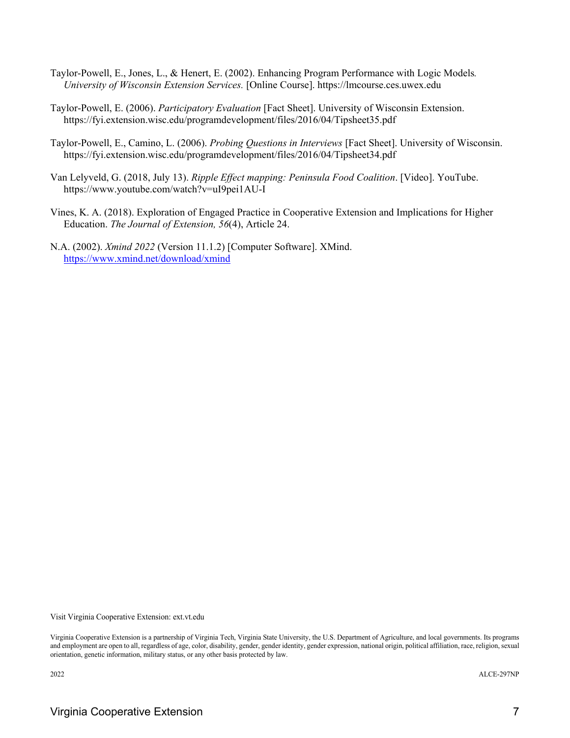Taylor-Powell, E., Jones, L., & Henert, E. (2002). Enhancing Program Performance with Logic Models*.* *University of Wisconsin Extension Services.* [Online Course]. https://lmcourse.ces.uwex.edu

Taylor-Powell, E. (2006). *Participatory Evaluation* [Fact Sheet]. University of Wisconsin Extension. https://fyi.extension.wisc.edu/programdevelopment/files/2016/04/Tipsheet35.pdf

Taylor-Powell, E., Camino, L. (2006). *Probing Questions in Interviews* [Fact Sheet]. University of Wisconsin. https://fyi.extension.wisc.edu/programdevelopment/files/2016/04/Tipsheet34.pdf

Van Lelyveld, G. (2018, July 13). *Ripple Effect mapping: Peninsula Food Coalition*. [Video]. YouTube. https://www.youtube.com/watch?v=uI9pei1AU-I

Vines, K. A. (2018). Exploration of Engaged Practice in Cooperative Extension and Implications for Higher Education. *The Journal of Extension, 56*(4), Article 24.

N.A. (2002). *Xmind 2022* (Version 11.1.2) [Computer Software]. XMind. https://www.xmind.net/download/xmind

Visit Virginia Cooperative Extension: ext.vt.edu

Virginia Cooperative Extension is a partnership of Virginia Tech, Virginia State University, the U.S. Department of Agriculture, and local governments. Its programs and employment are open to all, regardless of age, color, disability, gender, gender identity, gender expression, national origin, political affiliation, race, religion, sexual orientation, genetic information, military status, or any other basis protected by law.

2022 ALCE-297NP